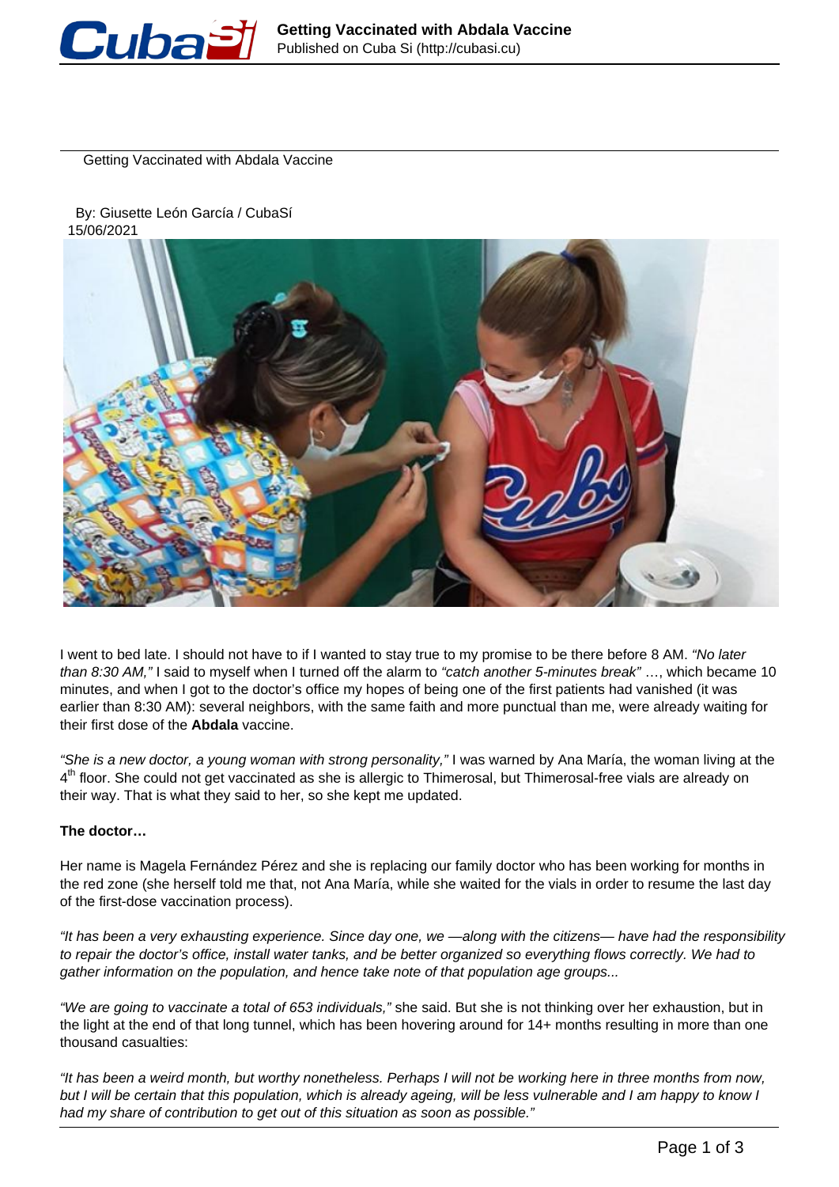# Getting Vaccinated with Abdala Vaccine

By: Giusette León García / CubaSí
15/06/2021

I went to bed late. I should not have to if I wanted to stay true to my promise to be there before 8 AM. *"No later than 8:30 AM,"* I said to myself when I turned off the alarm to *"catch another 5-minutes break"* …, which became 10 minutes, and when I got to the doctor's office my hopes of being one of the first patients had vanished (it was earlier than 8:30 AM): several neighbors, with the same faith and more punctual than me, were already waiting for their first dose of the **Abdala** vaccine.

*"She is a new doctor, a young woman with strong personality,"* I was warned by Ana María, the woman living at the 4th floor. She could not get vaccinated as she is allergic to Thimerosal, but Thimerosal-free vials are already on their way. That is what they said to her, so she kept me updated.

**The doctor…**

Her name is Magela Fernández Pérez and she is replacing our family doctor who has been working for months in the red zone (she herself told me that, not Ana María, while she waited for the vials in order to resume the last day of the first-dose vaccination process).

*"It has been a very exhausting experience. Since day one, we —along with the citizens— have had the responsibility to repair the doctor's office, install water tanks, and be better organized so everything flows correctly. We had to gather information on the population, and hence take note of that population age groups...*

*"We are going to vaccinate a total of 653 individuals,"* she said. But she is not thinking over her exhaustion, but in the light at the end of that long tunnel, which has been hovering around for 14+ months resulting in more than one thousand casualties:

*"It has been a weird month, but worthy nonetheless. Perhaps I will not be working here in three months from now, but I will be certain that this population, which is already ageing, will be less vulnerable and I am happy to know I had my share of contribution to get out of this situation as soon as possible."*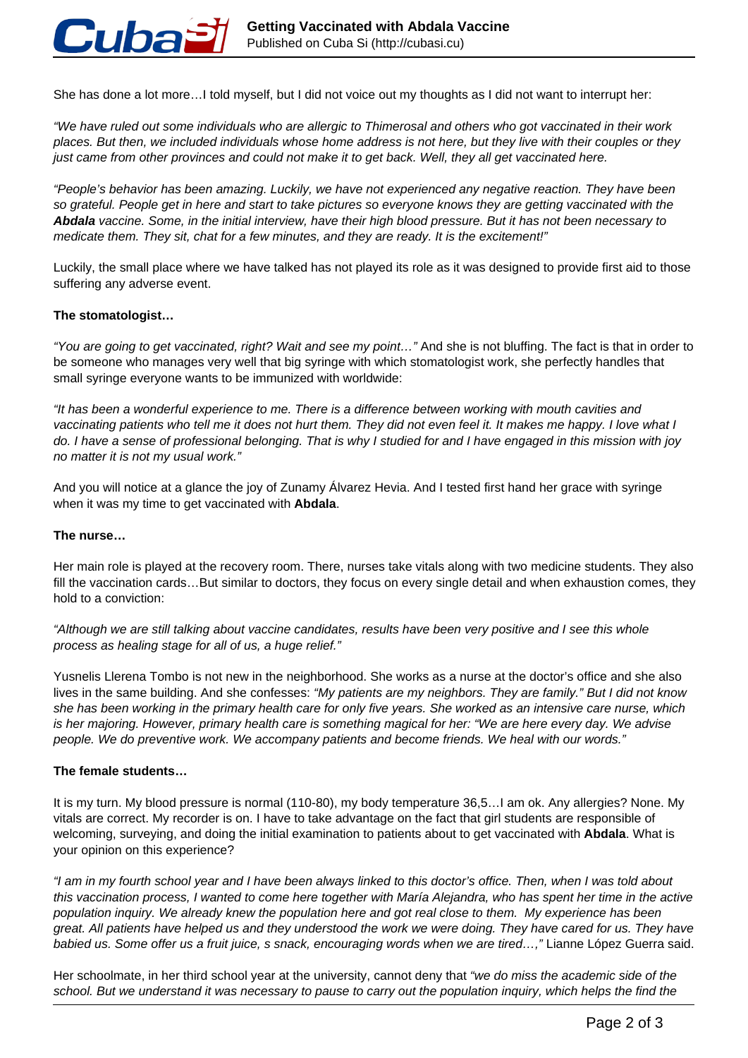She has done a lot more…I told myself, but I did not voice out my thoughts as I did not want to interrupt her:

*"We have ruled out some individuals who are allergic to Thimerosal and others who got vaccinated in their work places. But then, we included individuals whose home address is not here, but they live with their couples or they just came from other provinces and could not make it to get back. Well, they all get vaccinated here.*

*"People's behavior has been amazing. Luckily, we have not experienced any negative reaction. They have been so grateful. People get in here and start to take pictures so everyone knows they are getting vaccinated with the **Abdala** vaccine. Some, in the initial interview, have their high blood pressure. But it has not been necessary to medicate them. They sit, chat for a few minutes, and they are ready. It is the excitement!"*

Luckily, the small place where we have talked has not played its role as it was designed to provide first aid to those suffering any adverse event.

**The stomatologist…**

*"You are going to get vaccinated, right? Wait and see my point…"* And she is not bluffing. The fact is that in order to be someone who manages very well that big syringe with which stomatologist work, she perfectly handles that small syringe everyone wants to be immunized with worldwide:

*"It has been a wonderful experience to me. There is a difference between working with mouth cavities and vaccinating patients who tell me it does not hurt them. They did not even feel it. It makes me happy. I love what I do. I have a sense of professional belonging. That is why I studied for and I have engaged in this mission with joy no matter it is not my usual work."*

And you will notice at a glance the joy of Zunamy Álvarez Hevia. And I tested first hand her grace with syringe when it was my time to get vaccinated with **Abdala**.

**The nurse…**

Her main role is played at the recovery room. There, nurses take vitals along with two medicine students. They also fill the vaccination cards…But similar to doctors, they focus on every single detail and when exhaustion comes, they hold to a conviction:

*"Although we are still talking about vaccine candidates, results have been very positive and I see this whole process as healing stage for all of us, a huge relief."*

Yusnelis Llerena Tombo is not new in the neighborhood. She works as a nurse at the doctor's office and she also lives in the same building. And she confesses: *"My patients are my neighbors. They are family." But I did not know she has been working in the primary health care for only five years. She worked as an intensive care nurse, which is her majoring. However, primary health care is something magical for her: "We are here every day. We advise people. We do preventive work. We accompany patients and become friends. We heal with our words."*

**The female students…**

It is my turn. My blood pressure is normal (110-80), my body temperature 36,5…I am ok. Any allergies? None. My vitals are correct. My recorder is on. I have to take advantage on the fact that girl students are responsible of welcoming, surveying, and doing the initial examination to patients about to get vaccinated with **Abdala**. What is your opinion on this experience?

*"I am in my fourth school year and I have been always linked to this doctor's office. Then, when I was told about this vaccination process, I wanted to come here together with María Alejandra, who has spent her time in the active population inquiry. We already knew the population here and got real close to them. My experience has been great. All patients have helped us and they understood the work we were doing. They have cared for us. They have babied us. Some offer us a fruit juice, s snack, encouraging words when we are tired…,"* Lianne López Guerra said.

Her schoolmate, in her third school year at the university, cannot deny that *"we do miss the academic side of the school. But we understand it was necessary to pause to carry out the population inquiry, which helps the find the*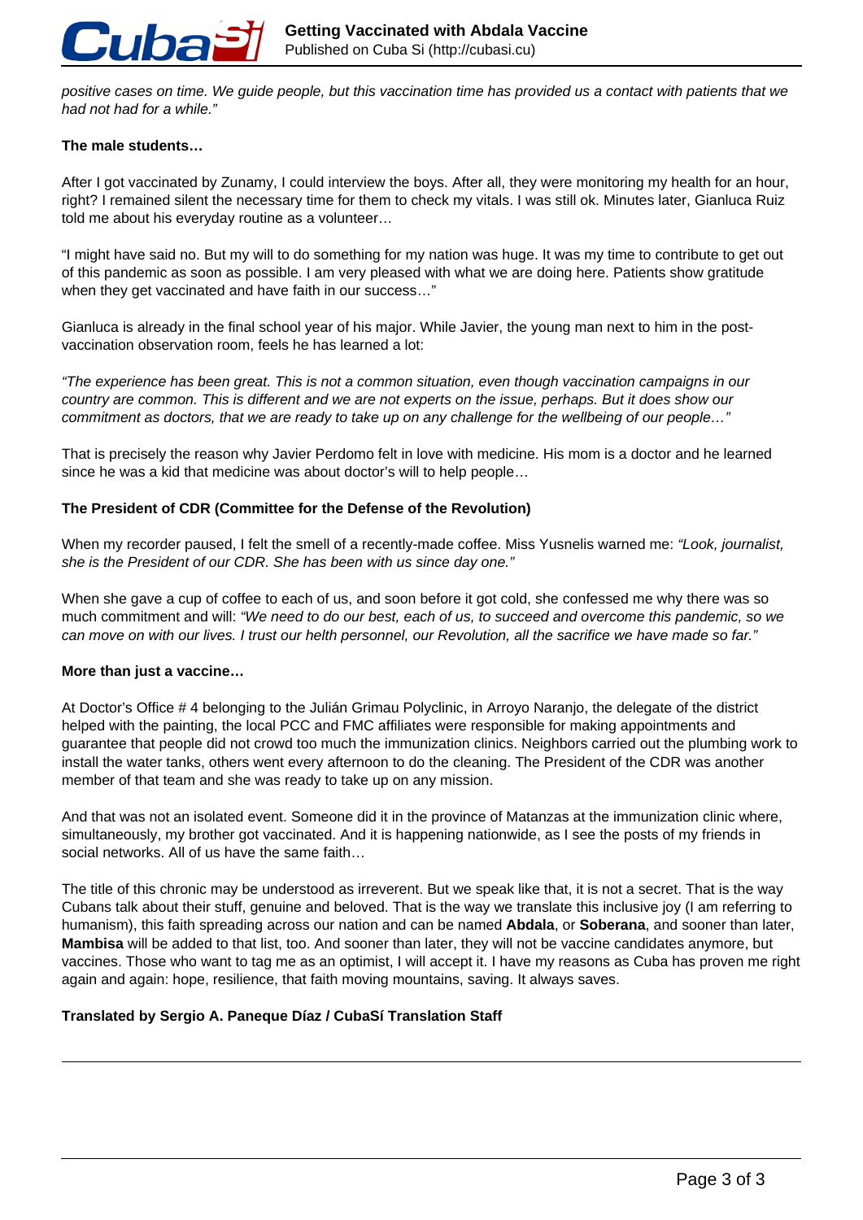*positive cases on time. We guide people, but this vaccination time has provided us a contact with patients that we had not had for a while."*

**The male students…**

After I got vaccinated by Zunamy, I could interview the boys. After all, they were monitoring my health for an hour, right? I remained silent the necessary time for them to check my vitals. I was still ok. Minutes later, Gianluca Ruiz told me about his everyday routine as a volunteer…

"I might have said no. But my will to do something for my nation was huge. It was my time to contribute to get out of this pandemic as soon as possible. I am very pleased with what we are doing here. Patients show gratitude when they get vaccinated and have faith in our success…"

Gianluca is already in the final school year of his major. While Javier, the young man next to him in the post-vaccination observation room, feels he has learned a lot:

*"The experience has been great. This is not a common situation, even though vaccination campaigns in our country are common. This is different and we are not experts on the issue, perhaps. But it does show our commitment as doctors, that we are ready to take up on any challenge for the wellbeing of our people…"*

That is precisely the reason why Javier Perdomo felt in love with medicine. His mom is a doctor and he learned since he was a kid that medicine was about doctor's will to help people…

**The President of CDR (Committee for the Defense of the Revolution)**

When my recorder paused, I felt the smell of a recently-made coffee. Miss Yusnelis warned me: *"Look, journalist, she is the President of our CDR. She has been with us since day one."*

When she gave a cup of coffee to each of us, and soon before it got cold, she confessed me why there was so much commitment and will: *"We need to do our best, each of us, to succeed and overcome this pandemic, so we can move on with our lives. I trust our helth personnel, our Revolution, all the sacrifice we have made so far."*

**More than just a vaccine…**

At Doctor's Office # 4 belonging to the Julián Grimau Polyclinic, in Arroyo Naranjo, the delegate of the district helped with the painting, the local PCC and FMC affiliates were responsible for making appointments and guarantee that people did not crowd too much the immunization clinics. Neighbors carried out the plumbing work to install the water tanks, others went every afternoon to do the cleaning. The President of the CDR was another member of that team and she was ready to take up on any mission.

And that was not an isolated event. Someone did it in the province of Matanzas at the immunization clinic where, simultaneously, my brother got vaccinated. And it is happening nationwide, as I see the posts of my friends in social networks. All of us have the same faith…

The title of this chronic may be understood as irreverent. But we speak like that, it is not a secret. That is the way Cubans talk about their stuff, genuine and beloved. That is the way we translate this inclusive joy (I am referring to humanism), this faith spreading across our nation and can be named **Abdala**, or **Soberana**, and sooner than later, **Mambisa** will be added to that list, too. And sooner than later, they will not be vaccine candidates anymore, but vaccines. Those who want to tag me as an optimist, I will accept it. I have my reasons as Cuba has proven me right again and again: hope, resilience, that faith moving mountains, saving. It always saves.

**Translated by Sergio A. Paneque Díaz / CubaSí Translation Staff**